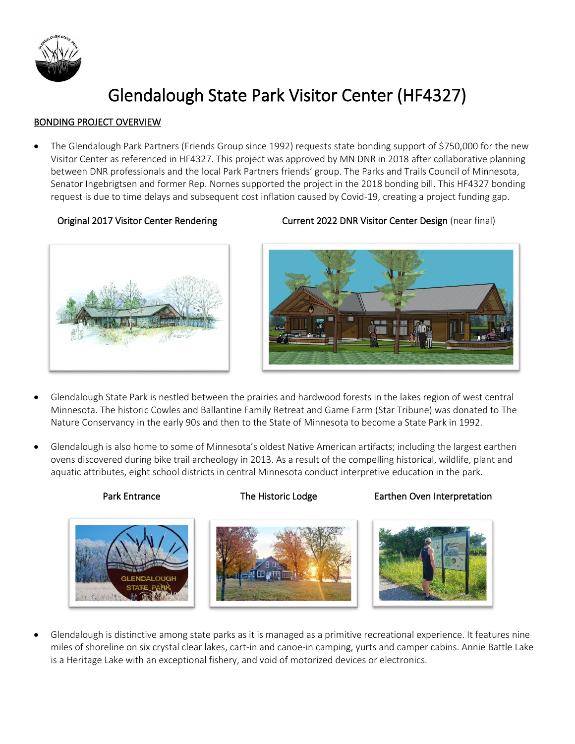# Glendalough State Park Visitor Center (HF4327)

**BONDING PROJECT OVERVIEW**

- The Glendalough Park Partners (Friends Group since 1992) requests state bonding support of $750,000 for the new Visitor Center as referenced in HF4327. This project was approved by MN DNR in 2018 after collaborative planning between DNR professionals and the local Park Partners friends' group. The Parks and Trails Council of Minnesota, Senator Ingebrigtsen and former Rep. Nornes supported the project in the 2018 bonding bill. This HF4327 bonding request is due to time delays and subsequent cost inflation caused by Covid-19, creating a project funding gap.

Original 2017 Visitor Center Rendering

Current 2022 DNR Visitor Center Design (near final)

- Glendalough State Park is nestled between the prairies and hardwood forests in the lakes region of west central Minnesota. The historic Cowles and Ballantine Family Retreat and Game Farm (Star Tribune) was donated to The Nature Conservancy in the early 90s and then to the State of Minnesota to become a State Park in 1992.

- Glendalough is also home to some of Minnesota's oldest Native American artifacts; including the largest earthen ovens discovered during bike trail archeology in 2013. As a result of the compelling historical, wildlife, plant and aquatic attributes, eight school districts in central Minnesota conduct interpretive education in the park.

Park Entrance

The Historic Lodge

Earthen Oven Interpretation

- Glendalough is distinctive among state parks as it is managed as a primitive recreational experience. It features nine miles of shoreline on six crystal clear lakes, cart-in and canoe-in camping, yurts and camper cabins. Annie Battle Lake is a Heritage Lake with an exceptional fishery, and void of motorized devices or electronics.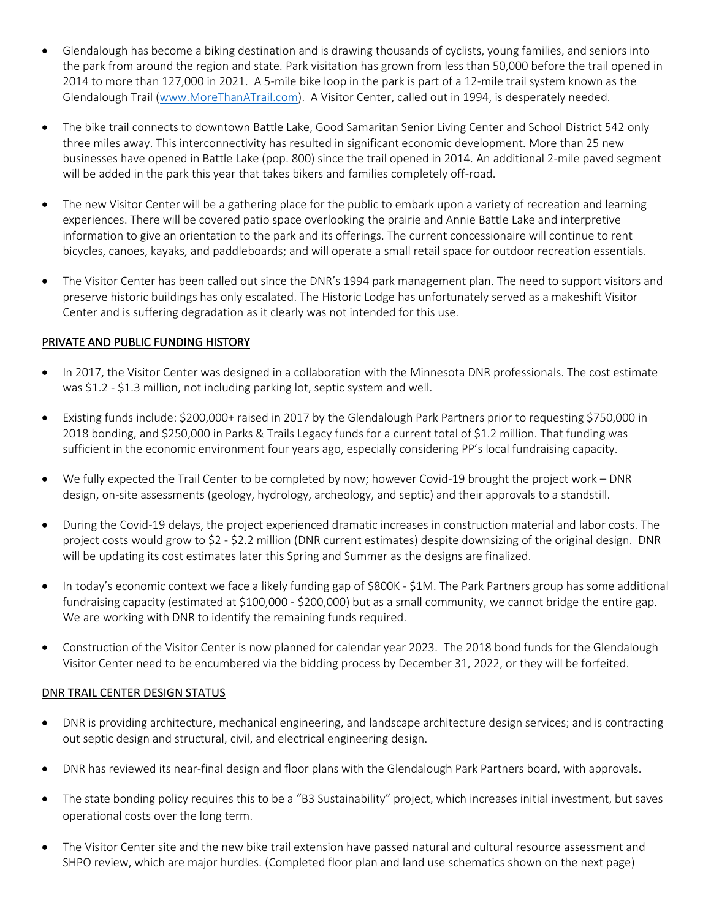- Glendalough has become a biking destination and is drawing thousands of cyclists, young families, and seniors into the park from around the region and state. Park visitation has grown from less than 50,000 before the trail opened in 2014 to more than 127,000 in 2021. A 5-mile bike loop in the park is part of a 12-mile trail system known as the Glendalough Trail (www.MoreThanATrail.com). A Visitor Center, called out in 1994, is desperately needed.

- The bike trail connects to downtown Battle Lake, Good Samaritan Senior Living Center and School District 542 only three miles away. This interconnectivity has resulted in significant economic development. More than 25 new businesses have opened in Battle Lake (pop. 800) since the trail opened in 2014. An additional 2-mile paved segment will be added in the park this year that takes bikers and families completely off-road.

- The new Visitor Center will be a gathering place for the public to embark upon a variety of recreation and learning experiences. There will be covered patio space overlooking the prairie and Annie Battle Lake and interpretive information to give an orientation to the park and its offerings. The current concessionaire will continue to rent bicycles, canoes, kayaks, and paddleboards; and will operate a small retail space for outdoor recreation essentials.

- The Visitor Center has been called out since the DNR's 1994 park management plan. The need to support visitors and preserve historic buildings has only escalated. The Historic Lodge has unfortunately served as a makeshift Visitor Center and is suffering degradation as it clearly was not intended for this use.

## PRIVATE AND PUBLIC FUNDING HISTORY

- In 2017, the Visitor Center was designed in a collaboration with the Minnesota DNR professionals. The cost estimate was $1.2 - $1.3 million, not including parking lot, septic system and well.

- Existing funds include: $200,000+ raised in 2017 by the Glendalough Park Partners prior to requesting $750,000 in 2018 bonding, and $250,000 in Parks & Trails Legacy funds for a current total of $1.2 million. That funding was sufficient in the economic environment four years ago, especially considering PP's local fundraising capacity.

- We fully expected the Trail Center to be completed by now; however Covid-19 brought the project work – DNR design, on-site assessments (geology, hydrology, archeology, and septic) and their approvals to a standstill.

- During the Covid-19 delays, the project experienced dramatic increases in construction material and labor costs. The project costs would grow to $2 - $2.2 million (DNR current estimates) despite downsizing of the original design. DNR will be updating its cost estimates later this Spring and Summer as the designs are finalized.

- In today's economic context we face a likely funding gap of $800K - $1M. The Park Partners group has some additional fundraising capacity (estimated at $100,000 - $200,000) but as a small community, we cannot bridge the entire gap. We are working with DNR to identify the remaining funds required.

- Construction of the Visitor Center is now planned for calendar year 2023. The 2018 bond funds for the Glendalough Visitor Center need to be encumbered via the bidding process by December 31, 2022, or they will be forfeited.

## DNR TRAIL CENTER DESIGN STATUS

- DNR is providing architecture, mechanical engineering, and landscape architecture design services; and is contracting out septic design and structural, civil, and electrical engineering design.

- DNR has reviewed its near-final design and floor plans with the Glendalough Park Partners board, with approvals.

- The state bonding policy requires this to be a "B3 Sustainability" project, which increases initial investment, but saves operational costs over the long term.

- The Visitor Center site and the new bike trail extension have passed natural and cultural resource assessment and SHPO review, which are major hurdles. (Completed floor plan and land use schematics shown on the next page)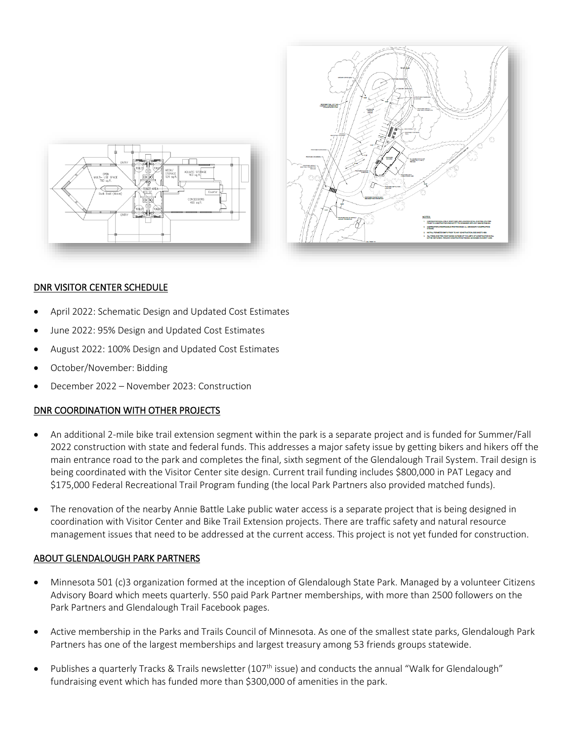## DNR VISITOR CENTER SCHEDULE

- April 2022: Schematic Design and Updated Cost Estimates
- June 2022: 95% Design and Updated Cost Estimates
- August 2022: 100% Design and Updated Cost Estimates
- October/November: Bidding
- December 2022 – November 2023: Construction

## DNR COORDINATION WITH OTHER PROJECTS

- An additional 2-mile bike trail extension segment within the park is a separate project and is funded for Summer/Fall 2022 construction with state and federal funds. This addresses a major safety issue by getting bikers and hikers off the main entrance road to the park and completes the final, sixth segment of the Glendalough Trail System. Trail design is being coordinated with the Visitor Center site design. Current trail funding includes $800,000 in PAT Legacy and $175,000 Federal Recreational Trail Program funding (the local Park Partners also provided matched funds).
- The renovation of the nearby Annie Battle Lake public water access is a separate project that is being designed in coordination with Visitor Center and Bike Trail Extension projects. There are traffic safety and natural resource management issues that need to be addressed at the current access. This project is not yet funded for construction.

## ABOUT GLENDALOUGH PARK PARTNERS

- Minnesota 501 (c)3 organization formed at the inception of Glendalough State Park. Managed by a volunteer Citizens Advisory Board which meets quarterly. 550 paid Park Partner memberships, with more than 2500 followers on the Park Partners and Glendalough Trail Facebook pages.
- Active membership in the Parks and Trails Council of Minnesota. As one of the smallest state parks, Glendalough Park Partners has one of the largest memberships and largest treasury among 53 friends groups statewide.
- Publishes a quarterly Tracks & Trails newsletter (107th issue) and conducts the annual "Walk for Glendalough" fundraising event which has funded more than $300,000 of amenities in the park.